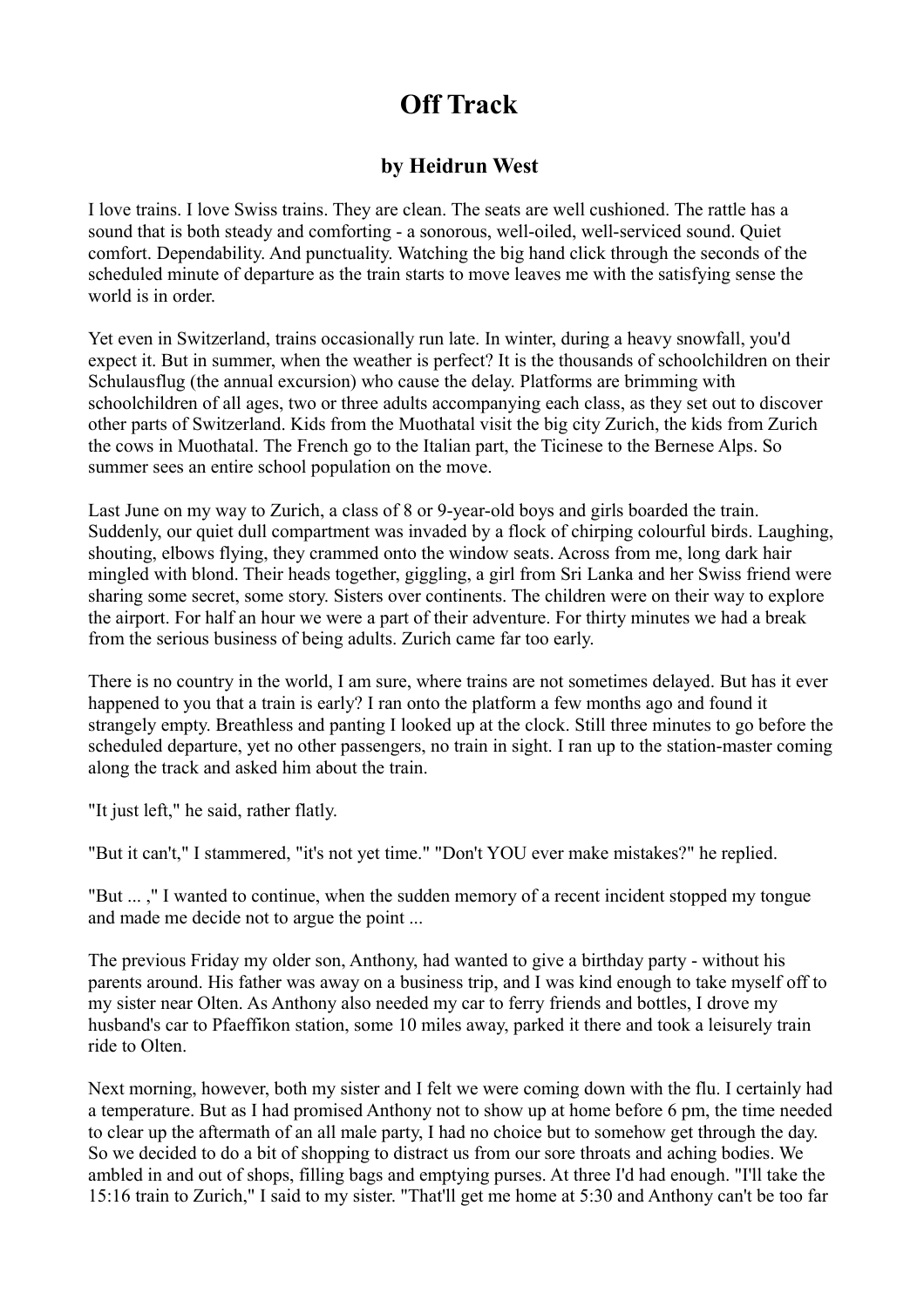# Off Track

## by Heidrun West

I love trains. I love Swiss trains. They are clean. The seats are well cushioned. The rattle has a sound that is both steady and comforting - a sonorous, well-oiled, well-serviced sound. Quiet comfort. Dependability. And punctuality. Watching the big hand click through the seconds of the scheduled minute of departure as the train starts to move leaves me with the satisfying sense the world is in order.

Yet even in Switzerland, trains occasionally run late. In winter, during a heavy snowfall, you'd expect it. But in summer, when the weather is perfect? It is the thousands of schoolchildren on their Schulausflug (the annual excursion) who cause the delay. Platforms are brimming with schoolchildren of all ages, two or three adults accompanying each class, as they set out to discover other parts of Switzerland. Kids from the Muothatal visit the big city Zurich, the kids from Zurich the cows in Muothatal. The French go to the Italian part, the Ticinese to the Bernese Alps. So summer sees an entire school population on the move.

Last June on my way to Zurich, a class of 8 or 9-year-old boys and girls boarded the train. Suddenly, our quiet dull compartment was invaded by a flock of chirping colourful birds. Laughing, shouting, elbows flying, they crammed onto the window seats. Across from me, long dark hair mingled with blond. Their heads together, giggling, a girl from Sri Lanka and her Swiss friend were sharing some secret, some story. Sisters over continents. The children were on their way to explore the airport. For half an hour we were a part of their adventure. For thirty minutes we had a break from the serious business of being adults. Zurich came far too early.

There is no country in the world, I am sure, where trains are not sometimes delayed. But has it ever happened to you that a train is early? I ran onto the platform a few months ago and found it strangely empty. Breathless and panting I looked up at the clock. Still three minutes to go before the scheduled departure, yet no other passengers, no train in sight. I ran up to the station-master coming along the track and asked him about the train.

"It just left," he said, rather flatly.

"But it can't," I stammered, "it's not yet time." "Don't YOU ever make mistakes?" he replied.

"But ... ," I wanted to continue, when the sudden memory of a recent incident stopped my tongue and made me decide not to argue the point ...

The previous Friday my older son, Anthony, had wanted to give a birthday party - without his parents around. His father was away on a business trip, and I was kind enough to take myself off to my sister near Olten. As Anthony also needed my car to ferry friends and bottles, I drove my husband's car to Pfaeffikon station, some 10 miles away, parked it there and took a leisurely train ride to Olten.

Next morning, however, both my sister and I felt we were coming down with the flu. I certainly had a temperature. But as I had promised Anthony not to show up at home before 6 pm, the time needed to clear up the aftermath of an all male party, I had no choice but to somehow get through the day. So we decided to do a bit of shopping to distract us from our sore throats and aching bodies. We ambled in and out of shops, filling bags and emptying purses. At three I'd had enough. "I'll take the 15:16 train to Zurich," I said to my sister. "That'll get me home at 5:30 and Anthony can't be too far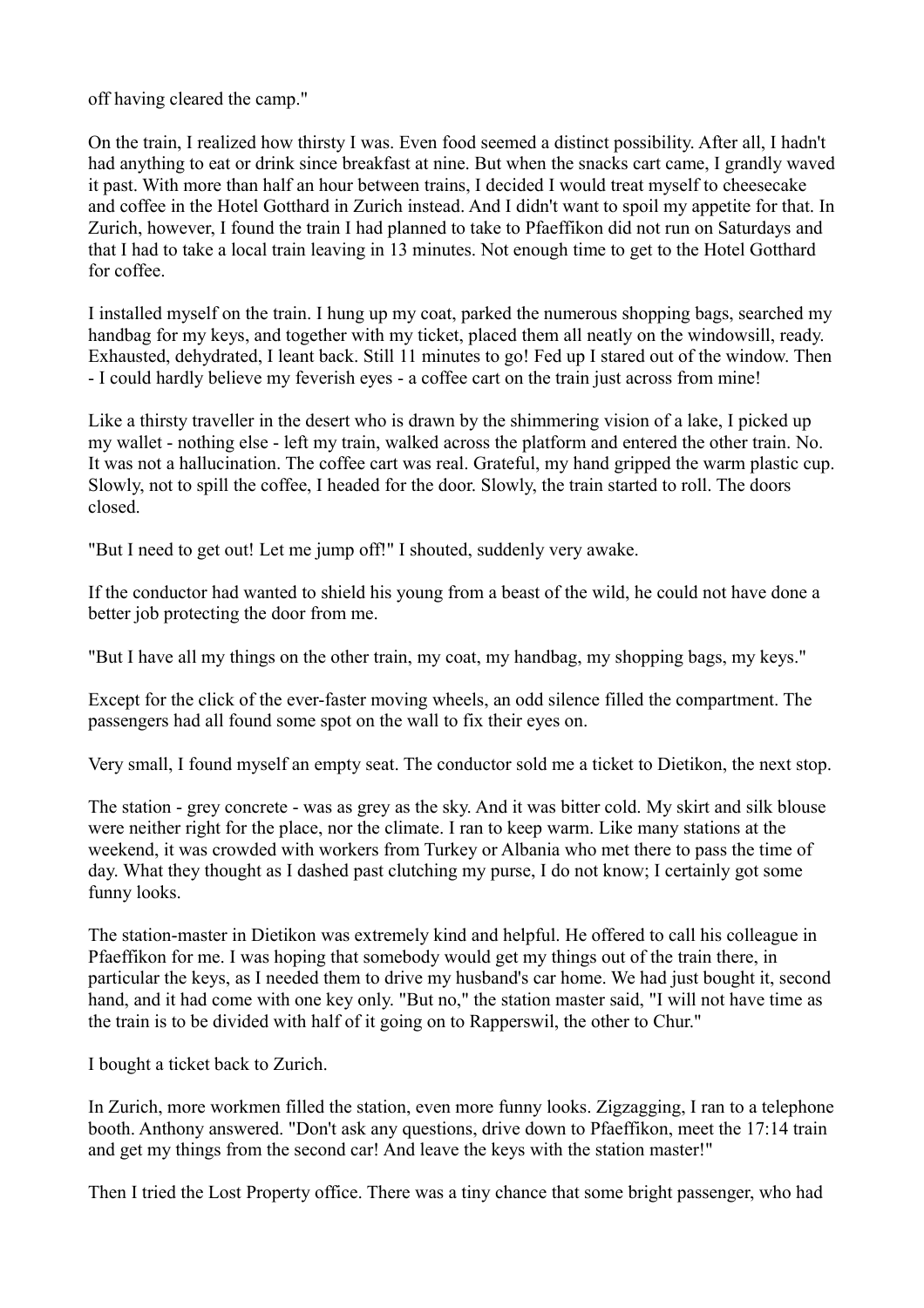off having cleared the camp."

On the train, I realized how thirsty I was. Even food seemed a distinct possibility. After all, I hadn't had anything to eat or drink since breakfast at nine. But when the snacks cart came, I grandly waved it past. With more than half an hour between trains, I decided I would treat myself to cheesecake and coffee in the Hotel Gotthard in Zurich instead. And I didn't want to spoil my appetite for that. In Zurich, however, I found the train I had planned to take to Pfaeffikon did not run on Saturdays and that I had to take a local train leaving in 13 minutes. Not enough time to get to the Hotel Gotthard for coffee.

I installed myself on the train. I hung up my coat, parked the numerous shopping bags, searched my handbag for my keys, and together with my ticket, placed them all neatly on the windowsill, ready. Exhausted, dehydrated, I leant back. Still 11 minutes to go! Fed up I stared out of the window. Then - I could hardly believe my feverish eyes - a coffee cart on the train just across from mine!

Like a thirsty traveller in the desert who is drawn by the shimmering vision of a lake, I picked up my wallet - nothing else - left my train, walked across the platform and entered the other train. No. It was not a hallucination. The coffee cart was real. Grateful, my hand gripped the warm plastic cup. Slowly, not to spill the coffee, I headed for the door. Slowly, the train started to roll. The doors closed.

"But I need to get out! Let me jump off!" I shouted, suddenly very awake.

If the conductor had wanted to shield his young from a beast of the wild, he could not have done a better job protecting the door from me.

"But I have all my things on the other train, my coat, my handbag, my shopping bags, my keys."

Except for the click of the ever-faster moving wheels, an odd silence filled the compartment. The passengers had all found some spot on the wall to fix their eyes on.

Very small, I found myself an empty seat. The conductor sold me a ticket to Dietikon, the next stop.

The station - grey concrete - was as grey as the sky. And it was bitter cold. My skirt and silk blouse were neither right for the place, nor the climate. I ran to keep warm. Like many stations at the weekend, it was crowded with workers from Turkey or Albania who met there to pass the time of day. What they thought as I dashed past clutching my purse, I do not know; I certainly got some funny looks.

The station-master in Dietikon was extremely kind and helpful. He offered to call his colleague in Pfaeffikon for me. I was hoping that somebody would get my things out of the train there, in particular the keys, as I needed them to drive my husband's car home. We had just bought it, second hand, and it had come with one key only. "But no," the station master said, "I will not have time as the train is to be divided with half of it going on to Rapperswil, the other to Chur."

I bought a ticket back to Zurich.

In Zurich, more workmen filled the station, even more funny looks. Zigzagging, I ran to a telephone booth. Anthony answered. "Don't ask any questions, drive down to Pfaeffikon, meet the 17:14 train and get my things from the second car! And leave the keys with the station master!"

Then I tried the Lost Property office. There was a tiny chance that some bright passenger, who had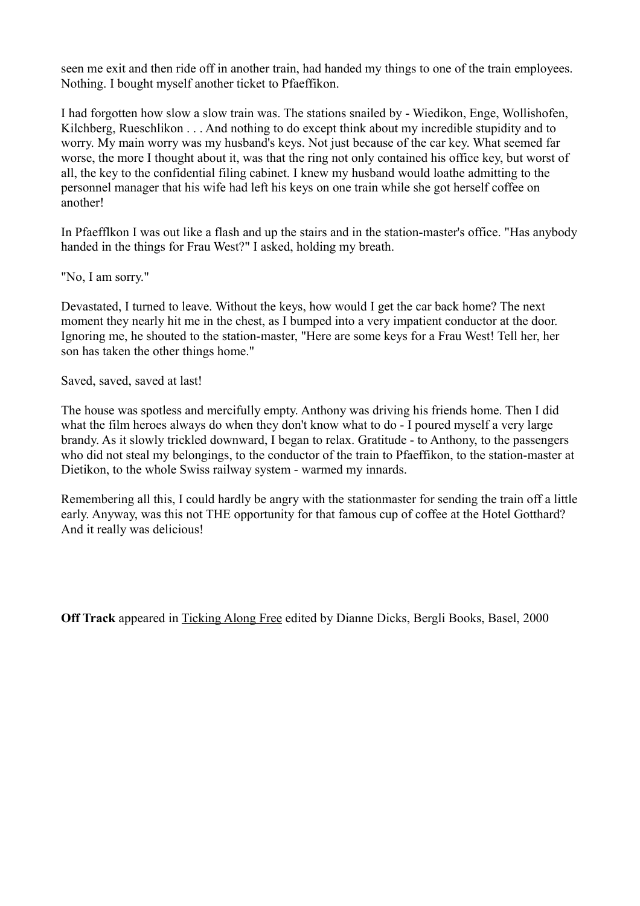seen me exit and then ride off in another train, had handed my things to one of the train employees. Nothing. I bought myself another ticket to Pfaeffikon.

I had forgotten how slow a slow train was. The stations snailed by - Wiedikon, Enge, Wollishofen, Kilchberg, Rueschlikon . . . And nothing to do except think about my incredible stupidity and to worry. My main worry was my husband's keys. Not just because of the car key. What seemed far worse, the more I thought about it, was that the ring not only contained his office key, but worst of all, the key to the confidential filing cabinet. I knew my husband would loathe admitting to the personnel manager that his wife had left his keys on one train while she got herself coffee on another!

In Pfaefflkon I was out like a flash and up the stairs and in the station-master's office. "Has anybody handed in the things for Frau West?" I asked, holding my breath.

"No, I am sorry."

Devastated, I turned to leave. Without the keys, how would I get the car back home? The next moment they nearly hit me in the chest, as I bumped into a very impatient conductor at the door. Ignoring me, he shouted to the station-master, "Here are some keys for a Frau West! Tell her, her son has taken the other things home."

Saved, saved, saved at last!

The house was spotless and mercifully empty. Anthony was driving his friends home. Then I did what the film heroes always do when they don't know what to do - I poured myself a very large brandy. As it slowly trickled downward, I began to relax. Gratitude - to Anthony, to the passengers who did not steal my belongings, to the conductor of the train to Pfaeffikon, to the station-master at Dietikon, to the whole Swiss railway system - warmed my innards.

Remembering all this, I could hardly be angry with the stationmaster for sending the train off a little early. Anyway, was this not THE opportunity for that famous cup of coffee at the Hotel Gotthard? And it really was delicious!

**Off Track** appeared in Ticking Along Free edited by Dianne Dicks, Bergli Books, Basel, 2000